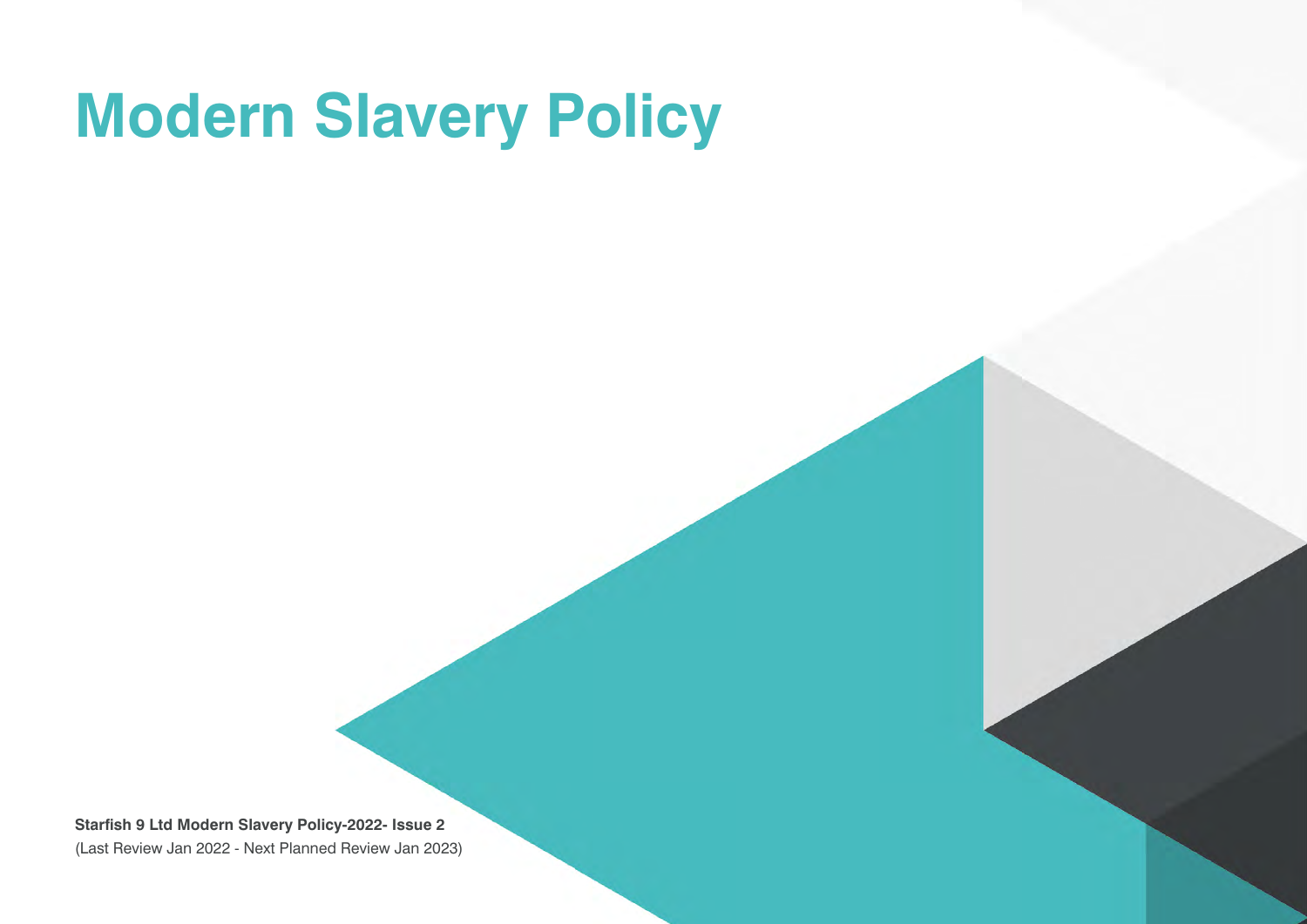# Modern Slavery Policy

**Starfish 9 Ltd Modern Slavery Policy-2022- Issue 2**
(Last Review Jan 2022 - Next Planned Review Jan 2023)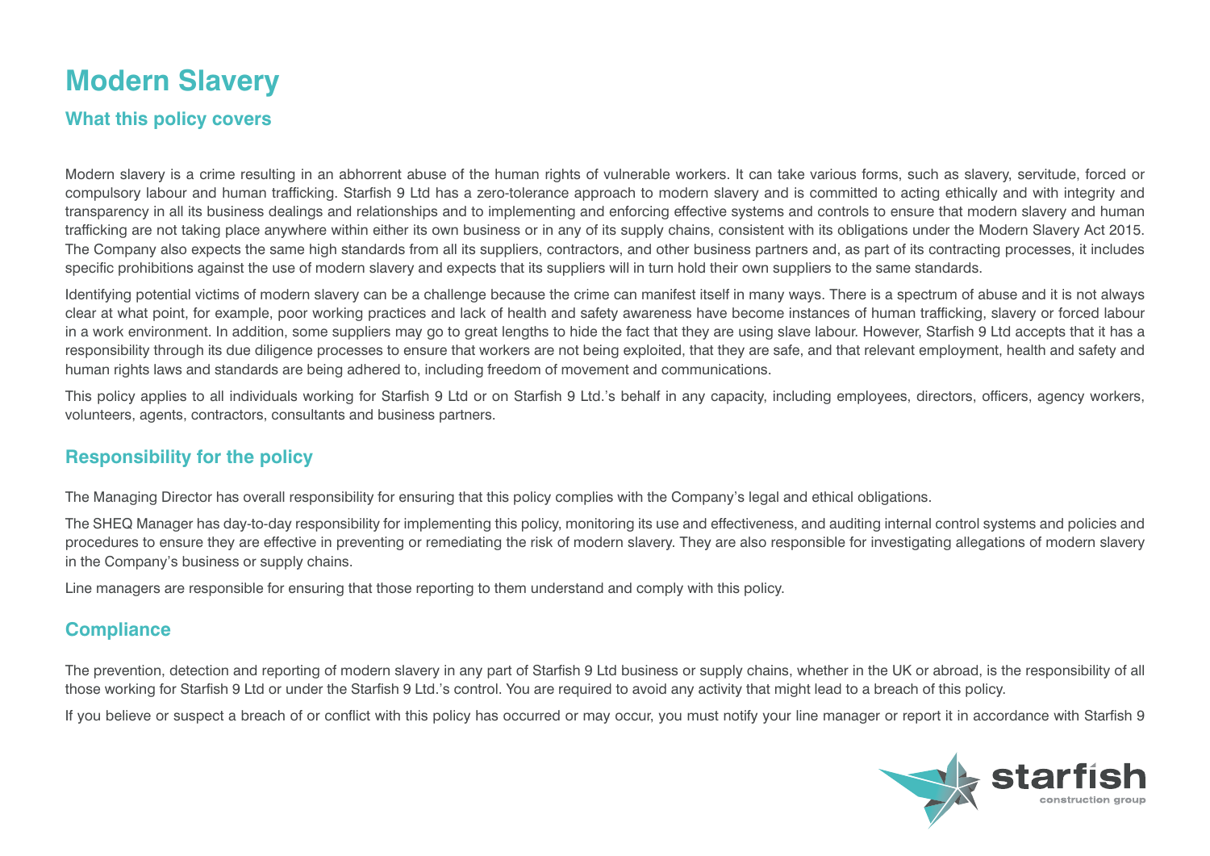# Modern Slavery

## What this policy covers

Modern slavery is a crime resulting in an abhorrent abuse of the human rights of vulnerable workers. It can take various forms, such as slavery, servitude, forced or compulsory labour and human trafficking. Starfish 9 Ltd has a zero-tolerance approach to modern slavery and is committed to acting ethically and with integrity and transparency in all its business dealings and relationships and to implementing and enforcing effective systems and controls to ensure that modern slavery and human trafficking are not taking place anywhere within either its own business or in any of its supply chains, consistent with its obligations under the Modern Slavery Act 2015. The Company also expects the same high standards from all its suppliers, contractors, and other business partners and, as part of its contracting processes, it includes specific prohibitions against the use of modern slavery and expects that its suppliers will in turn hold their own suppliers to the same standards.

Identifying potential victims of modern slavery can be a challenge because the crime can manifest itself in many ways. There is a spectrum of abuse and it is not always clear at what point, for example, poor working practices and lack of health and safety awareness have become instances of human trafficking, slavery or forced labour in a work environment. In addition, some suppliers may go to great lengths to hide the fact that they are using slave labour. However, Starfish 9 Ltd accepts that it has a responsibility through its due diligence processes to ensure that workers are not being exploited, that they are safe, and that relevant employment, health and safety and human rights laws and standards are being adhered to, including freedom of movement and communications.

This policy applies to all individuals working for Starfish 9 Ltd or on Starfish 9 Ltd.'s behalf in any capacity, including employees, directors, officers, agency workers, volunteers, agents, contractors, consultants and business partners.

## Responsibility for the policy

The Managing Director has overall responsibility for ensuring that this policy complies with the Company's legal and ethical obligations.

The SHEQ Manager has day-to-day responsibility for implementing this policy, monitoring its use and effectiveness, and auditing internal control systems and policies and procedures to ensure they are effective in preventing or remediating the risk of modern slavery. They are also responsible for investigating allegations of modern slavery in the Company's business or supply chains.

Line managers are responsible for ensuring that those reporting to them understand and comply with this policy.

## Compliance

The prevention, detection and reporting of modern slavery in any part of Starfish 9 Ltd business or supply chains, whether in the UK or abroad, is the responsibility of all those working for Starfish 9 Ltd or under the Starfish 9 Ltd.'s control. You are required to avoid any activity that might lead to a breach of this policy.

If you believe or suspect a breach of or conflict with this policy has occurred or may occur, you must notify your line manager or report it in accordance with Starfish 9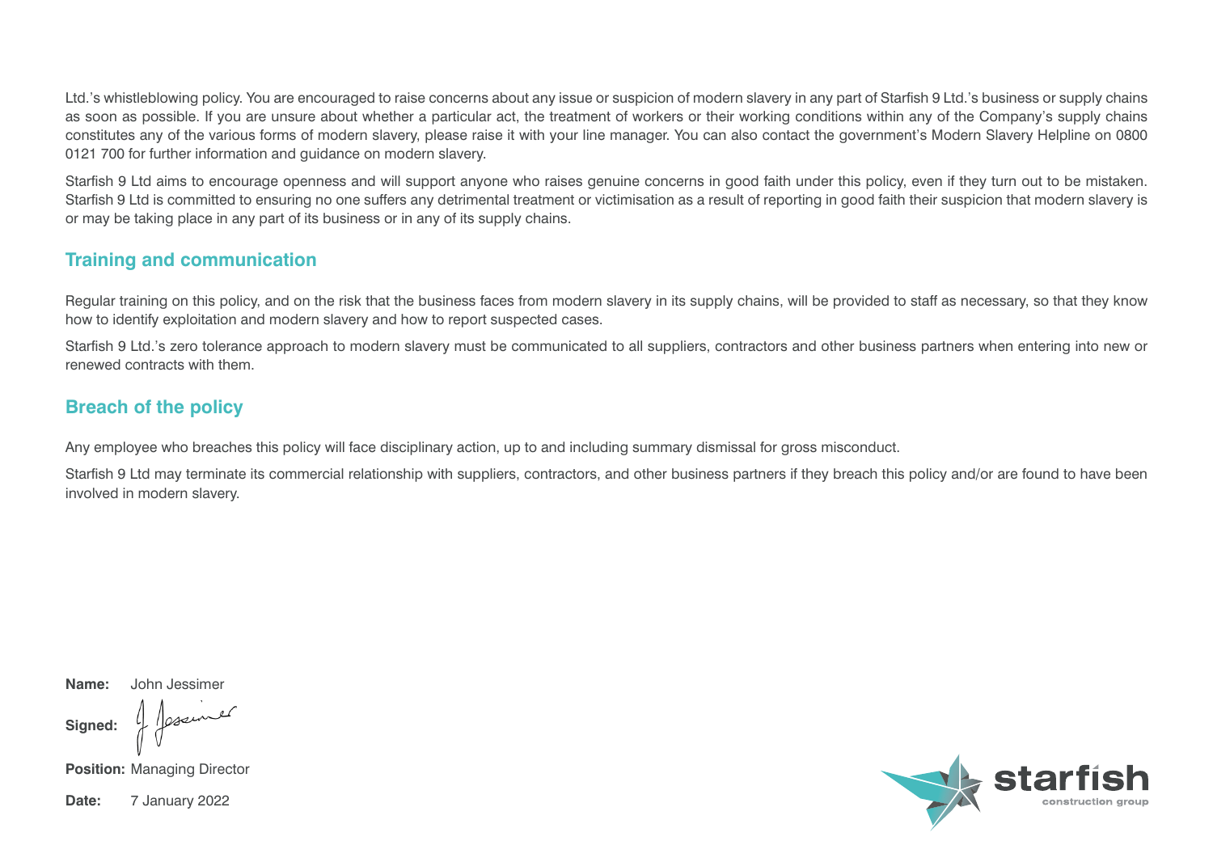Ltd.'s whistleblowing policy. You are encouraged to raise concerns about any issue or suspicion of modern slavery in any part of Starfish 9 Ltd.'s business or supply chains as soon as possible. If you are unsure about whether a particular act, the treatment of workers or their working conditions within any of the Company's supply chains constitutes any of the various forms of modern slavery, please raise it with your line manager. You can also contact the government's Modern Slavery Helpline on 0800 0121 700 for further information and guidance on modern slavery.

Starfish 9 Ltd aims to encourage openness and will support anyone who raises genuine concerns in good faith under this policy, even if they turn out to be mistaken. Starfish 9 Ltd is committed to ensuring no one suffers any detrimental treatment or victimisation as a result of reporting in good faith their suspicion that modern slavery is or may be taking place in any part of its business or in any of its supply chains.

## Training and communication

Regular training on this policy, and on the risk that the business faces from modern slavery in its supply chains, will be provided to staff as necessary, so that they know how to identify exploitation and modern slavery and how to report suspected cases.

Starfish 9 Ltd.'s zero tolerance approach to modern slavery must be communicated to all suppliers, contractors and other business partners when entering into new or renewed contracts with them.

## Breach of the policy

Any employee who breaches this policy will face disciplinary action, up to and including summary dismissal for gross misconduct.

Starfish 9 Ltd may terminate its commercial relationship with suppliers, contractors, and other business partners if they breach this policy and/or are found to have been involved in modern slavery.

**Name:** John Jessimer

**Signed:** J Jessimer

**Position:** Managing Director

**Date:** 7 January 2022

starfish
construction group